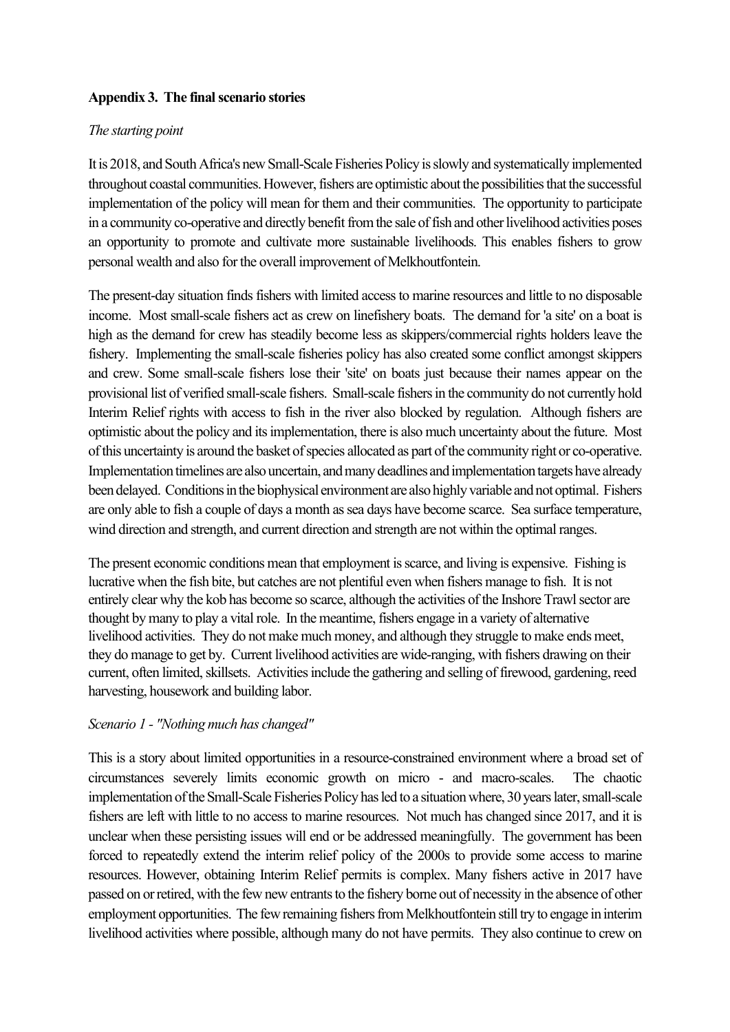**Appendix 3. The final scenario stories**

*The starting point*

It is 2018, and South Africa's new Small-Scale Fisheries Policy is slowly and systematically implemented throughout coastal communities. However, fishers are optimistic about the possibilities that the successful implementation of the policy will mean for them and their communities. The opportunity to participate in a community co-operative and directly benefit from the sale of fish and other livelihood activities poses an opportunity to promote and cultivate more sustainable livelihoods. This enables fishers to grow personal wealth and also for the overall improvement of Melkhoutfontein.

The present-day situation finds fishers with limited access to marine resources and little to no disposable income. Most small-scale fishers act as crew on linefishery boats. The demand for 'a site' on a boat is high as the demand for crew has steadily become less as skippers/commercial rights holders leave the fishery. Implementing the small-scale fisheries policy has also created some conflict amongst skippers and crew. Some small-scale fishers lose their 'site' on boats just because their names appear on the provisional list of verified small-scale fishers. Small-scale fishers in the community do not currently hold Interim Relief rights with access to fish in the river also blocked by regulation. Although fishers are optimistic about the policy and its implementation, there is also much uncertainty about the future. Most of this uncertainty is around the basket of species allocated as part of the community right or co-operative. Implementation timelines are also uncertain, and many deadlines and implementation targets have already been delayed. Conditions in the biophysical environment are also highly variable and not optimal. Fishers are only able to fish a couple of days a month as sea days have become scarce. Sea surface temperature, wind direction and strength, and current direction and strength are not within the optimal ranges.

The present economic conditions mean that employment is scarce, and living is expensive. Fishing is lucrative when the fish bite, but catches are not plentiful even when fishers manage to fish. It is not entirely clear why the kob has become so scarce, although the activities of the Inshore Trawl sector are thought by many to play a vital role. In the meantime, fishers engage in a variety of alternative livelihood activities. They do not make much money, and although they struggle to make ends meet, they do manage to get by. Current livelihood activities are wide-ranging, with fishers drawing on their current, often limited, skillsets. Activities include the gathering and selling of firewood, gardening, reed harvesting, housework and building labor.

*Scenario 1 - "Nothing much has changed"*

This is a story about limited opportunities in a resource-constrained environment where a broad set of circumstances severely limits economic growth on micro - and macro-scales. The chaotic implementation of the Small-Scale Fisheries Policy has led to a situation where, 30 years later, small-scale fishers are left with little to no access to marine resources. Not much has changed since 2017, and it is unclear when these persisting issues will end or be addressed meaningfully. The government has been forced to repeatedly extend the interim relief policy of the 2000s to provide some access to marine resources. However, obtaining Interim Relief permits is complex. Many fishers active in 2017 have passed on or retired, with the few new entrants to the fishery borne out of necessity in the absence of other employment opportunities. The few remaining fishers from Melkhoutfontein still try to engage in interim livelihood activities where possible, although many do not have permits. They also continue to crew on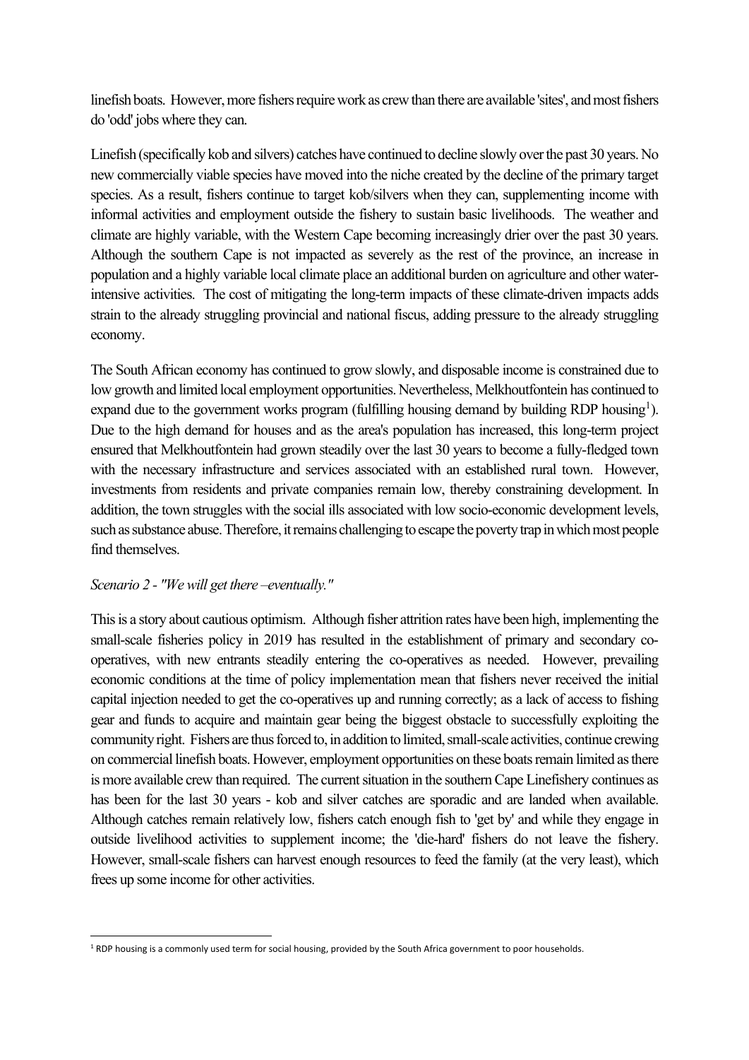linefish boats. However, more fishers require work as crew than there are available 'sites', and most fishers do 'odd' jobs where they can.

Linefish (specifically kob and silvers) catches have continued to decline slowly over the past 30 years. No new commercially viable species have moved into the niche created by the decline of the primary target species. As a result, fishers continue to target kob/silvers when they can, supplementing income with informal activities and employment outside the fishery to sustain basic livelihoods. The weather and climate are highly variable, with the Western Cape becoming increasingly drier over the past 30 years. Although the southern Cape is not impacted as severely as the rest of the province, an increase in population and a highly variable local climate place an additional burden on agriculture and other water-intensive activities. The cost of mitigating the long-term impacts of these climate-driven impacts adds strain to the already struggling provincial and national fiscus, adding pressure to the already struggling economy.

The South African economy has continued to grow slowly, and disposable income is constrained due to low growth and limited local employment opportunities. Nevertheless, Melkhoutfontein has continued to expand due to the government works program (fulfilling housing demand by building RDP housing[1]). Due to the high demand for houses and as the area's population has increased, this long-term project ensured that Melkhoutfontein had grown steadily over the last 30 years to become a fully-fledged town with the necessary infrastructure and services associated with an established rural town. However, investments from residents and private companies remain low, thereby constraining development. In addition, the town struggles with the social ills associated with low socio-economic development levels, such as substance abuse. Therefore, it remains challenging to escape the poverty trap in which most people find themselves.

*Scenario 2 - "We will get there –eventually."*

This is a story about cautious optimism. Although fisher attrition rates have been high, implementing the small-scale fisheries policy in 2019 has resulted in the establishment of primary and secondary co-operatives, with new entrants steadily entering the co-operatives as needed. However, prevailing economic conditions at the time of policy implementation mean that fishers never received the initial capital injection needed to get the co-operatives up and running correctly; as a lack of access to fishing gear and funds to acquire and maintain gear being the biggest obstacle to successfully exploiting the community right. Fishers are thus forced to, in addition to limited, small-scale activities, continue crewing on commercial linefish boats. However, employment opportunities on these boats remain limited as there is more available crew than required. The current situation in the southern Cape Linefishery continues as has been for the last 30 years - kob and silver catches are sporadic and are landed when available. Although catches remain relatively low, fishers catch enough fish to 'get by' and while they engage in outside livelihood activities to supplement income; the 'die-hard' fishers do not leave the fishery. However, small-scale fishers can harvest enough resources to feed the family (at the very least), which frees up some income for other activities.

[1] RDP housing is a commonly used term for social housing, provided by the South Africa government to poor households.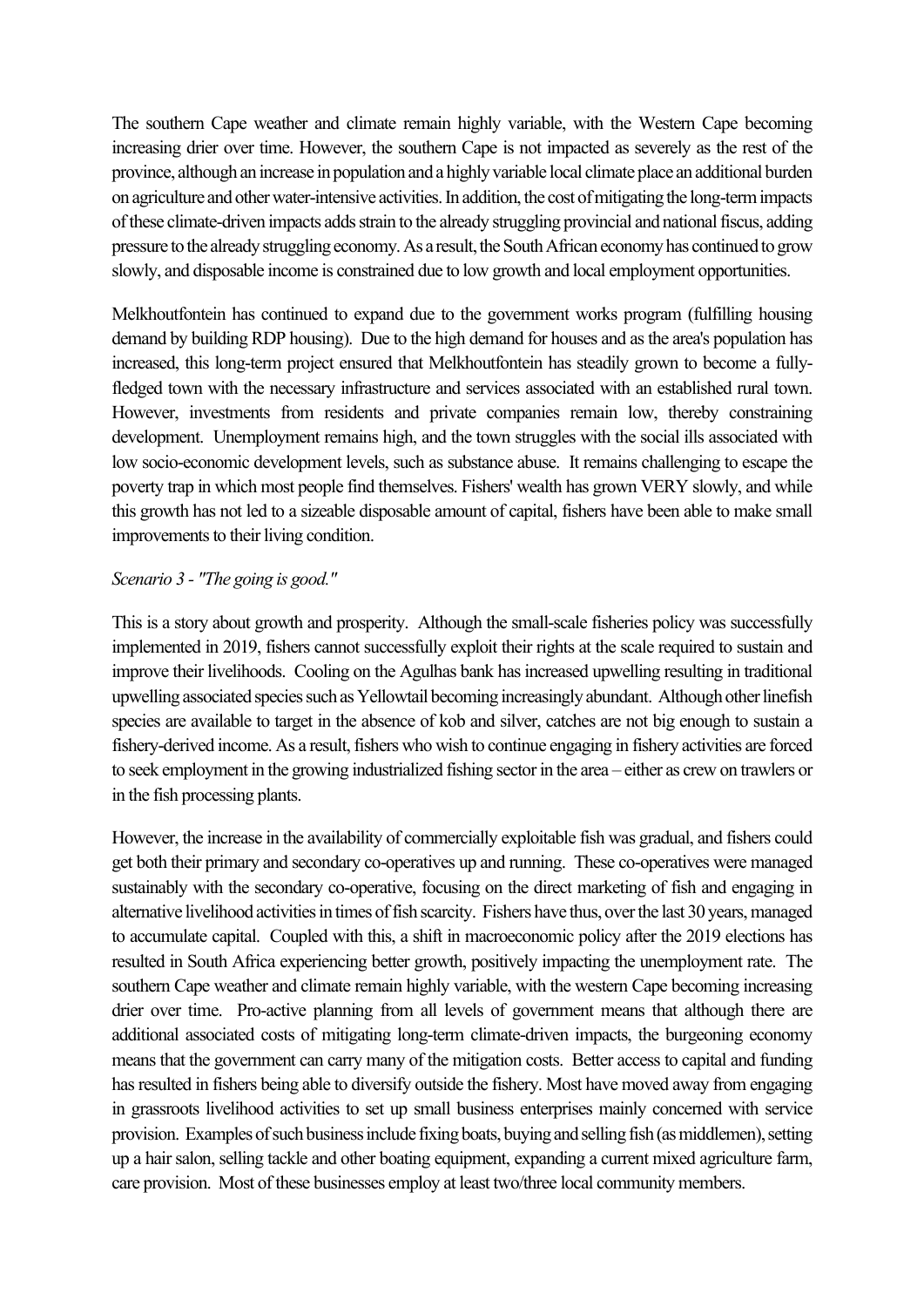The southern Cape weather and climate remain highly variable, with the Western Cape becoming increasing drier over time. However, the southern Cape is not impacted as severely as the rest of the province, although an increase in population and a highly variable local climate place an additional burden on agriculture and other water-intensive activities. In addition, the cost of mitigating the long-term impacts of these climate-driven impacts adds strain to the already struggling provincial and national fiscus, adding pressure to the already struggling economy. As a result, the South African economy has continued to grow slowly, and disposable income is constrained due to low growth and local employment opportunities.

Melkhoutfontein has continued to expand due to the government works program (fulfilling housing demand by building RDP housing). Due to the high demand for houses and as the area's population has increased, this long-term project ensured that Melkhoutfontein has steadily grown to become a fully-fledged town with the necessary infrastructure and services associated with an established rural town. However, investments from residents and private companies remain low, thereby constraining development. Unemployment remains high, and the town struggles with the social ills associated with low socio-economic development levels, such as substance abuse. It remains challenging to escape the poverty trap in which most people find themselves. Fishers' wealth has grown VERY slowly, and while this growth has not led to a sizeable disposable amount of capital, fishers have been able to make small improvements to their living condition.

*Scenario 3 - "The going is good."*

This is a story about growth and prosperity. Although the small-scale fisheries policy was successfully implemented in 2019, fishers cannot successfully exploit their rights at the scale required to sustain and improve their livelihoods. Cooling on the Agulhas bank has increased upwelling resulting in traditional upwelling associated species such as Yellowtail becoming increasingly abundant. Although other linefish species are available to target in the absence of kob and silver, catches are not big enough to sustain a fishery-derived income. As a result, fishers who wish to continue engaging in fishery activities are forced to seek employment in the growing industrialized fishing sector in the area – either as crew on trawlers or in the fish processing plants.

However, the increase in the availability of commercially exploitable fish was gradual, and fishers could get both their primary and secondary co-operatives up and running. These co-operatives were managed sustainably with the secondary co-operative, focusing on the direct marketing of fish and engaging in alternative livelihood activities in times of fish scarcity. Fishers have thus, over the last 30 years, managed to accumulate capital. Coupled with this, a shift in macroeconomic policy after the 2019 elections has resulted in South Africa experiencing better growth, positively impacting the unemployment rate. The southern Cape weather and climate remain highly variable, with the western Cape becoming increasing drier over time. Pro-active planning from all levels of government means that although there are additional associated costs of mitigating long-term climate-driven impacts, the burgeoning economy means that the government can carry many of the mitigation costs. Better access to capital and funding has resulted in fishers being able to diversify outside the fishery. Most have moved away from engaging in grassroots livelihood activities to set up small business enterprises mainly concerned with service provision. Examples of such business include fixing boats, buying and selling fish (as middlemen), setting up a hair salon, selling tackle and other boating equipment, expanding a current mixed agriculture farm, care provision. Most of these businesses employ at least two/three local community members.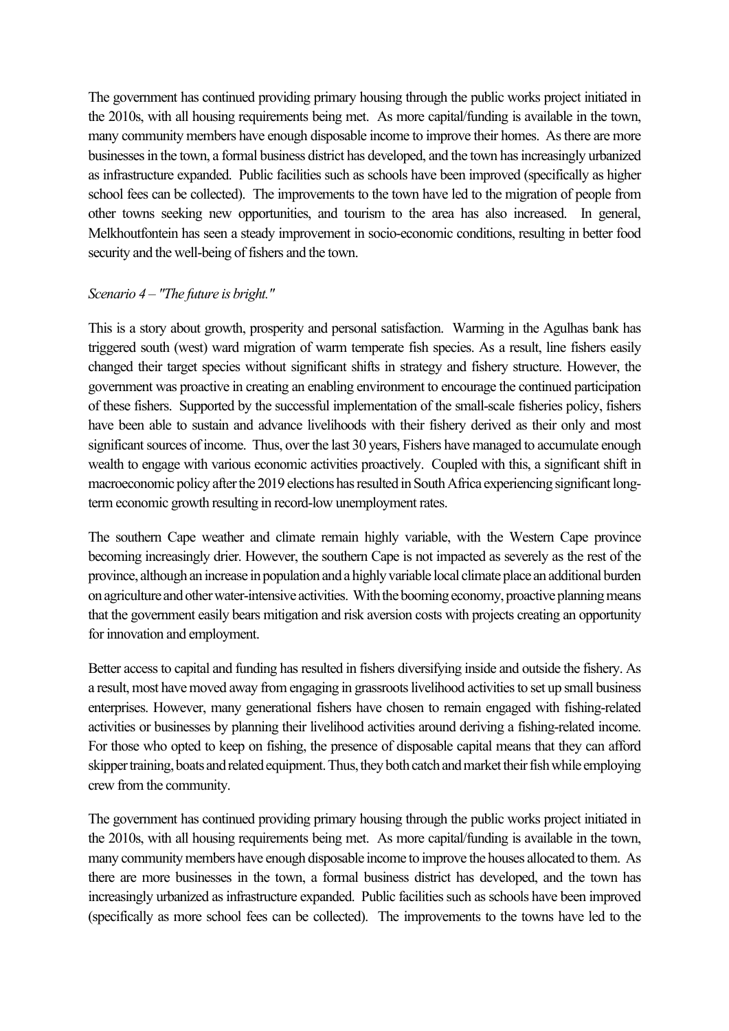The government has continued providing primary housing through the public works project initiated in the 2010s, with all housing requirements being met. As more capital/funding is available in the town, many community members have enough disposable income to improve their homes. As there are more businesses in the town, a formal business district has developed, and the town has increasingly urbanized as infrastructure expanded. Public facilities such as schools have been improved (specifically as higher school fees can be collected). The improvements to the town have led to the migration of people from other towns seeking new opportunities, and tourism to the area has also increased. In general, Melkhoutfontein has seen a steady improvement in socio-economic conditions, resulting in better food security and the well-being of fishers and the town.

*Scenario 4 – "The future is bright."*

This is a story about growth, prosperity and personal satisfaction. Warming in the Agulhas bank has triggered south (west) ward migration of warm temperate fish species. As a result, line fishers easily changed their target species without significant shifts in strategy and fishery structure. However, the government was proactive in creating an enabling environment to encourage the continued participation of these fishers. Supported by the successful implementation of the small-scale fisheries policy, fishers have been able to sustain and advance livelihoods with their fishery derived as their only and most significant sources of income. Thus, over the last 30 years, Fishers have managed to accumulate enough wealth to engage with various economic activities proactively. Coupled with this, a significant shift in macroeconomic policy after the 2019 elections has resulted in South Africa experiencing significant long-term economic growth resulting in record-low unemployment rates.

The southern Cape weather and climate remain highly variable, with the Western Cape province becoming increasingly drier. However, the southern Cape is not impacted as severely as the rest of the province, although an increase in population and a highly variable local climate place an additional burden on agriculture and other water-intensive activities. With the booming economy, proactive planning means that the government easily bears mitigation and risk aversion costs with projects creating an opportunity for innovation and employment.

Better access to capital and funding has resulted in fishers diversifying inside and outside the fishery. As a result, most have moved away from engaging in grassroots livelihood activities to set up small business enterprises. However, many generational fishers have chosen to remain engaged with fishing-related activities or businesses by planning their livelihood activities around deriving a fishing-related income. For those who opted to keep on fishing, the presence of disposable capital means that they can afford skipper training, boats and related equipment. Thus, they both catch and market their fish while employing crew from the community.

The government has continued providing primary housing through the public works project initiated in the 2010s, with all housing requirements being met. As more capital/funding is available in the town, many community members have enough disposable income to improve the houses allocated to them. As there are more businesses in the town, a formal business district has developed, and the town has increasingly urbanized as infrastructure expanded. Public facilities such as schools have been improved (specifically as more school fees can be collected). The improvements to the towns have led to the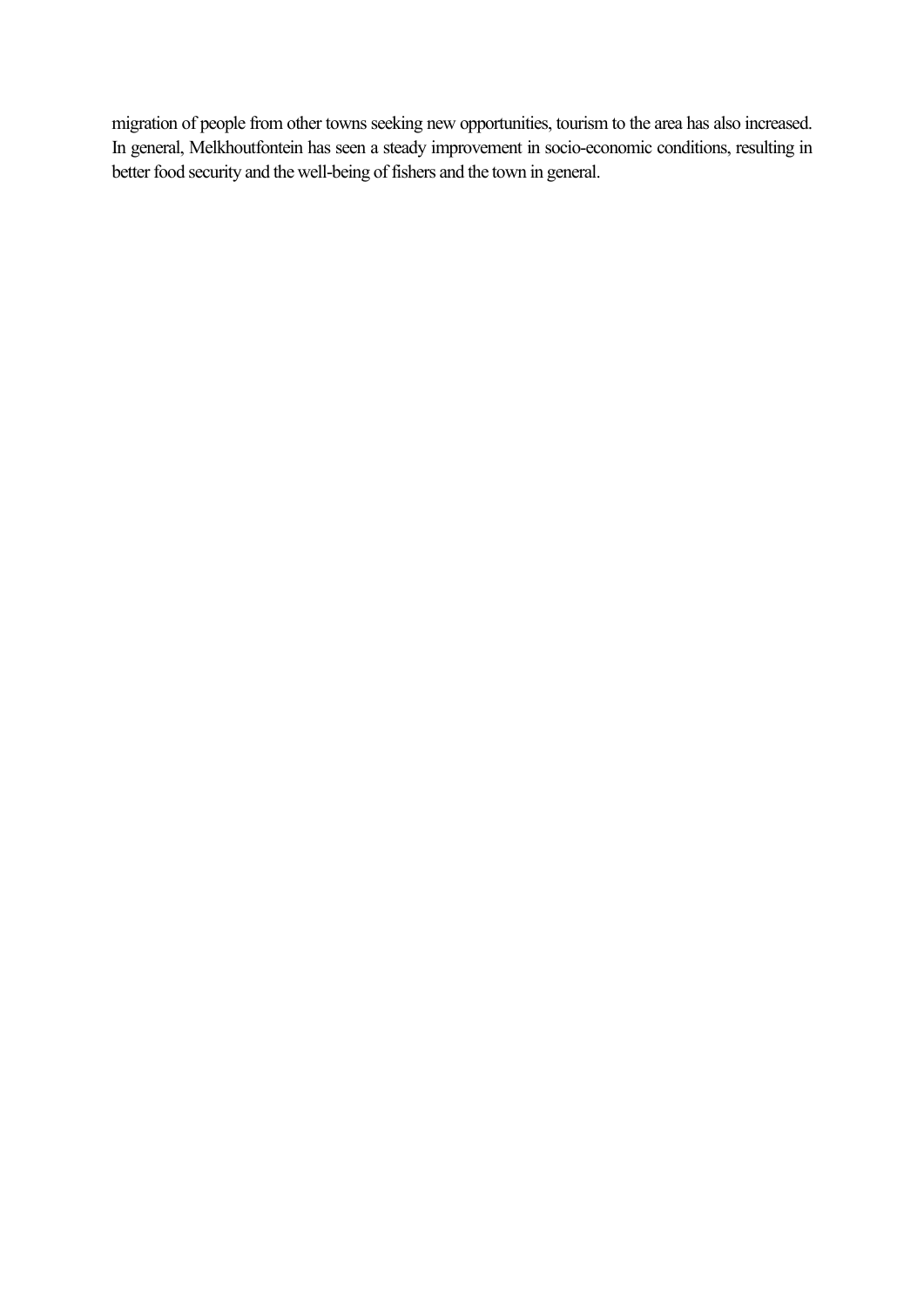migration of people from other towns seeking new opportunities, tourism to the area has also increased. In general, Melkhoutfontein has seen a steady improvement in socio-economic conditions, resulting in better food security and the well-being of fishers and the town in general.